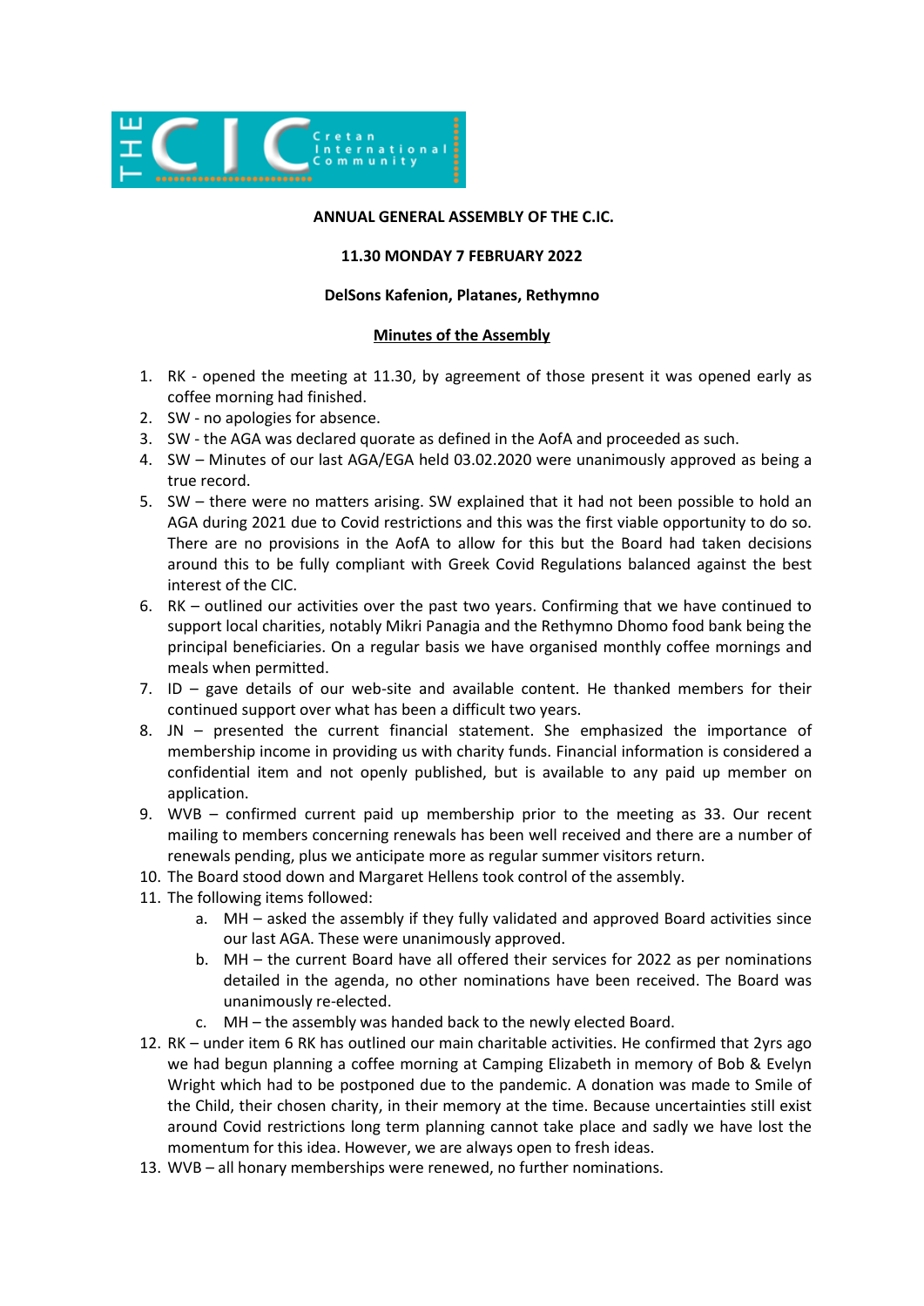THE CIC Cretan International Community

**ANNUAL GENERAL ASSEMBLY OF THE C.IC.**

**11.30 MONDAY 7 FEBRUARY 2022**

**DelSons Kafenion, Platanes, Rethymno**

**<u>Minutes of the Assembly</u>**

1. RK - opened the meeting at 11.30, by agreement of those present it was opened early as coffee morning had finished.
2. SW - no apologies for absence.
3. SW - the AGA was declared quorate as defined in the AofA and proceeded as such.
4. SW – Minutes of our last AGA/EGA held 03.02.2020 were unanimously approved as being a true record.
5. SW – there were no matters arising. SW explained that it had not been possible to hold an AGA during 2021 due to Covid restrictions and this was the first viable opportunity to do so. There are no provisions in the AofA to allow for this but the Board had taken decisions around this to be fully compliant with Greek Covid Regulations balanced against the best interest of the CIC.
6. RK – outlined our activities over the past two years. Confirming that we have continued to support local charities, notably Mikri Panagia and the Rethymno Dhomo food bank being the principal beneficiaries. On a regular basis we have organised monthly coffee mornings and meals when permitted.
7. ID – gave details of our web-site and available content. He thanked members for their continued support over what has been a difficult two years.
8. JN – presented the current financial statement. She emphasized the importance of membership income in providing us with charity funds. Financial information is considered a confidential item and not openly published, but is available to any paid up member on application.
9. WVB – confirmed current paid up membership prior to the meeting as 33. Our recent mailing to members concerning renewals has been well received and there are a number of renewals pending, plus we anticipate more as regular summer visitors return.
10. The Board stood down and Margaret Hellens took control of the assembly.
11. The following items followed:
    a. MH – asked the assembly if they fully validated and approved Board activities since our last AGA. These were unanimously approved.
    b. MH – the current Board have all offered their services for 2022 as per nominations detailed in the agenda, no other nominations have been received. The Board was unanimously re-elected.
    c. MH – the assembly was handed back to the newly elected Board.
12. RK – under item 6 RK has outlined our main charitable activities. He confirmed that 2yrs ago we had begun planning a coffee morning at Camping Elizabeth in memory of Bob & Evelyn Wright which had to be postponed due to the pandemic. A donation was made to Smile of the Child, their chosen charity, in their memory at the time. Because uncertainties still exist around Covid restrictions long term planning cannot take place and sadly we have lost the momentum for this idea. However, we are always open to fresh ideas.
13. WVB – all honary memberships were renewed, no further nominations.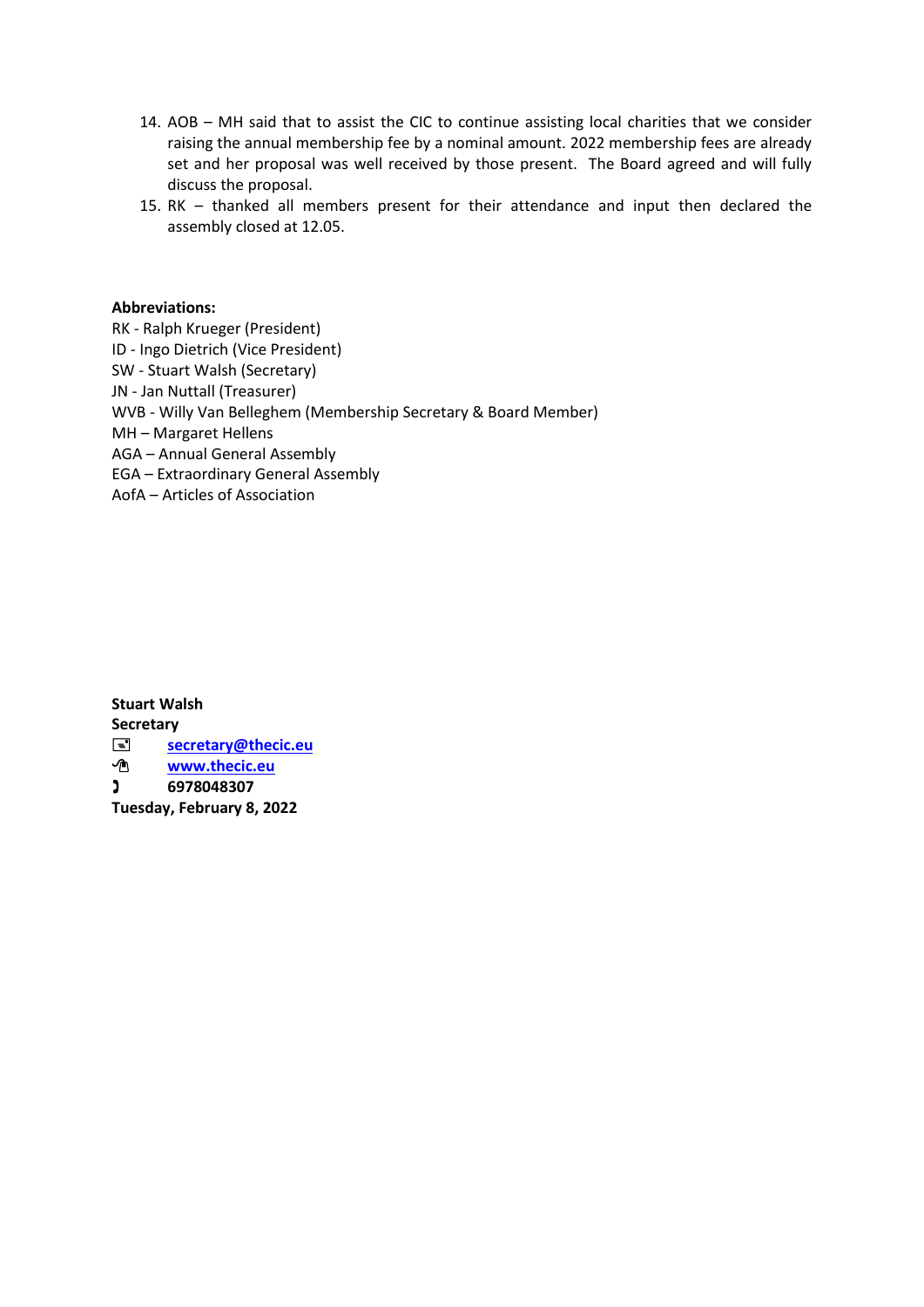14. AOB – MH said that to assist the CIC to continue assisting local charities that we consider raising the annual membership fee by a nominal amount. 2022 membership fees are already set and her proposal was well received by those present. The Board agreed and will fully discuss the proposal.
15. RK – thanked all members present for their attendance and input then declared the assembly closed at 12.05.

**Abbreviations:**
RK - Ralph Krueger (President)
ID - Ingo Dietrich (Vice President)
SW - Stuart Walsh (Secretary)
JN - Jan Nuttall (Treasurer)
WVB - Willy Van Belleghem (Membership Secretary & Board Member)
MH – Margaret Hellens
AGA – Annual General Assembly
EGA – Extraordinary General Assembly
AofA – Articles of Association

**Stuart Walsh**
**Secretary**
**secretary@thecic.eu**
**www.thecic.eu**
**6978048307**
**Tuesday, February 8, 2022**